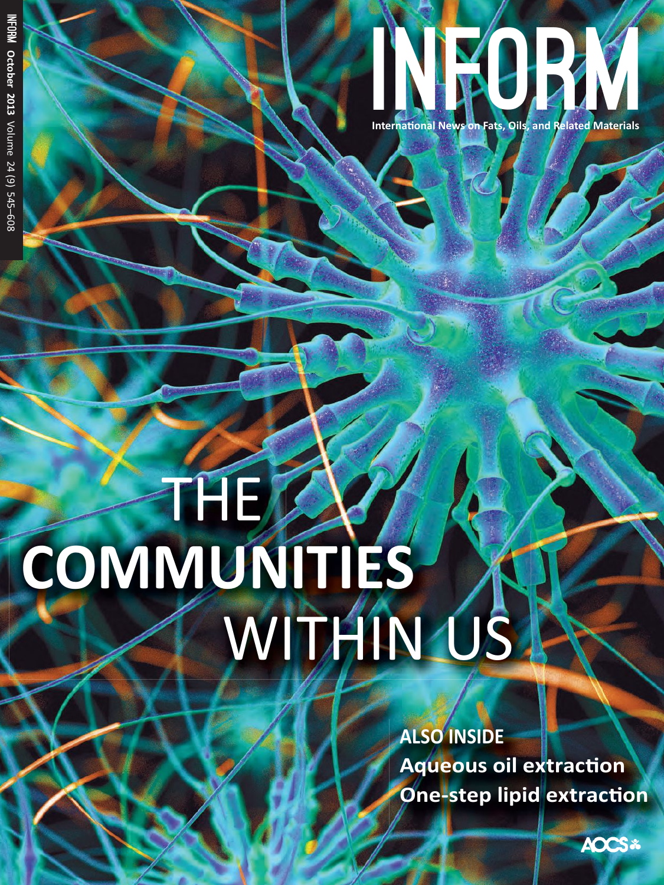# INFORM

International News on Fats, Oils, and Related Materials

INFORM October 2013 Volume 24 (9) 545–608

# THE COMMUNITIES WITHIN US

**ALSO INSIDE**

**Aqueous oil extraction**

**One-step lipid extraction**

AOCS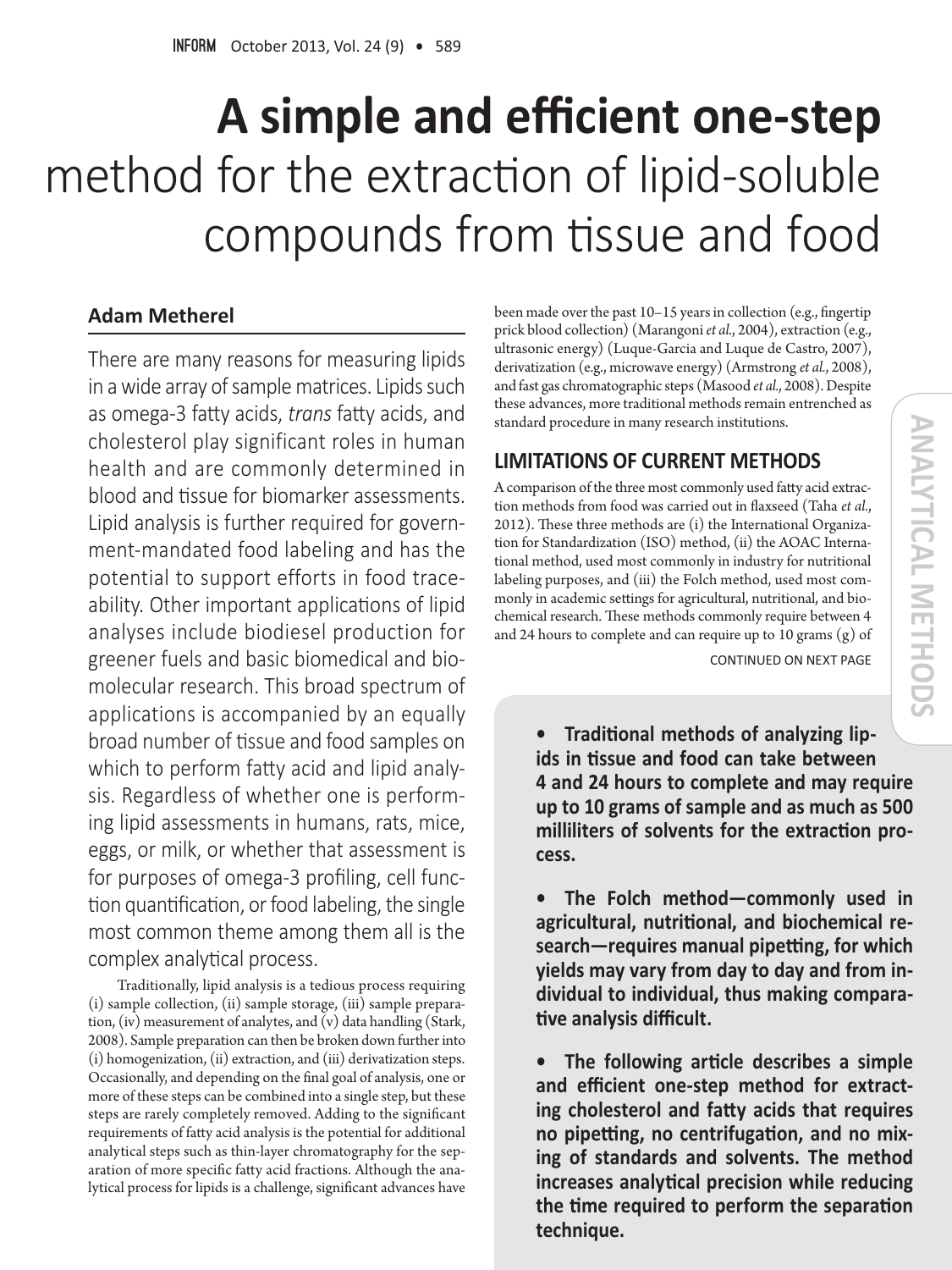# A simple and efficient one-step method for the extraction of lipid-soluble compounds from tissue and food

**Adam Metherel**

There are many reasons for measuring lipids in a wide array of sample matrices. Lipids such as omega-3 fatty acids, *trans* fatty acids, and cholesterol play significant roles in human health and are commonly determined in blood and tissue for biomarker assessments. Lipid analysis is further required for government-mandated food labeling and has the potential to support efforts in food traceability. Other important applications of lipid analyses include biodiesel production for greener fuels and basic biomedical and biomolecular research. This broad spectrum of applications is accompanied by an equally broad number of tissue and food samples on which to perform fatty acid and lipid analysis. Regardless of whether one is performing lipid assessments in humans, rats, mice, eggs, or milk, or whether that assessment is for purposes of omega-3 profiling, cell function quantification, or food labeling, the single most common theme among them all is the complex analytical process.

Traditionally, lipid analysis is a tedious process requiring (i) sample collection, (ii) sample storage, (iii) sample preparation, (iv) measurement of analytes, and (v) data handling (Stark, 2008). Sample preparation can then be broken down further into (i) homogenization, (ii) extraction, and (iii) derivatization steps. Occasionally, and depending on the final goal of analysis, one or more of these steps can be combined into a single step, but these steps are rarely completely removed. Adding to the significant requirements of fatty acid analysis is the potential for additional analytical steps such as thin-layer chromatography for the separation of more specific fatty acid fractions. Although the analytical process for lipids is a challenge, significant advances have been made over the past 10–15 years in collection (e.g., fingertip prick blood collection) (Marangoni *et al.*, 2004), extraction (e.g., ultrasonic energy) (Luque-Garcia and Luque de Castro, 2007), derivatization (e.g., microwave energy) (Armstrong *et al.*, 2008), and fast gas chromatographic steps (Masood *et al.*, 2008). Despite these advances, more traditional methods remain entrenched as standard procedure in many research institutions.

## LIMITATIONS OF CURRENT METHODS

A comparison of the three most commonly used fatty acid extraction methods from food was carried out in flaxseed (Taha *et al.*, 2012). These three methods are (i) the International Organization for Standardization (ISO) method, (ii) the AOAC International method, used most commonly in industry for nutritional labeling purposes, and (iii) the Folch method, used most commonly in academic settings for agricultural, nutritional, and biochemical research. These methods commonly require between 4 and 24 hours to complete and can require up to 10 grams (g) of

CONTINUED ON NEXT PAGE

- **Traditional methods of analyzing lipids in tissue and food can take between 4 and 24 hours to complete and may require up to 10 grams of sample and as much as 500 milliliters of solvents for the extraction process.**

- **The Folch method—commonly used in agricultural, nutritional, and biochemical research—requires manual pipetting, for which yields may vary from day to day and from individual to individual, thus making comparative analysis difficult.**

- **The following article describes a simple and efficient one-step method for extracting cholesterol and fatty acids that requires no pipetting, no centrifugation, and no mixing of standards and solvents. The method increases analytical precision while reducing the time required to perform the separation technique.**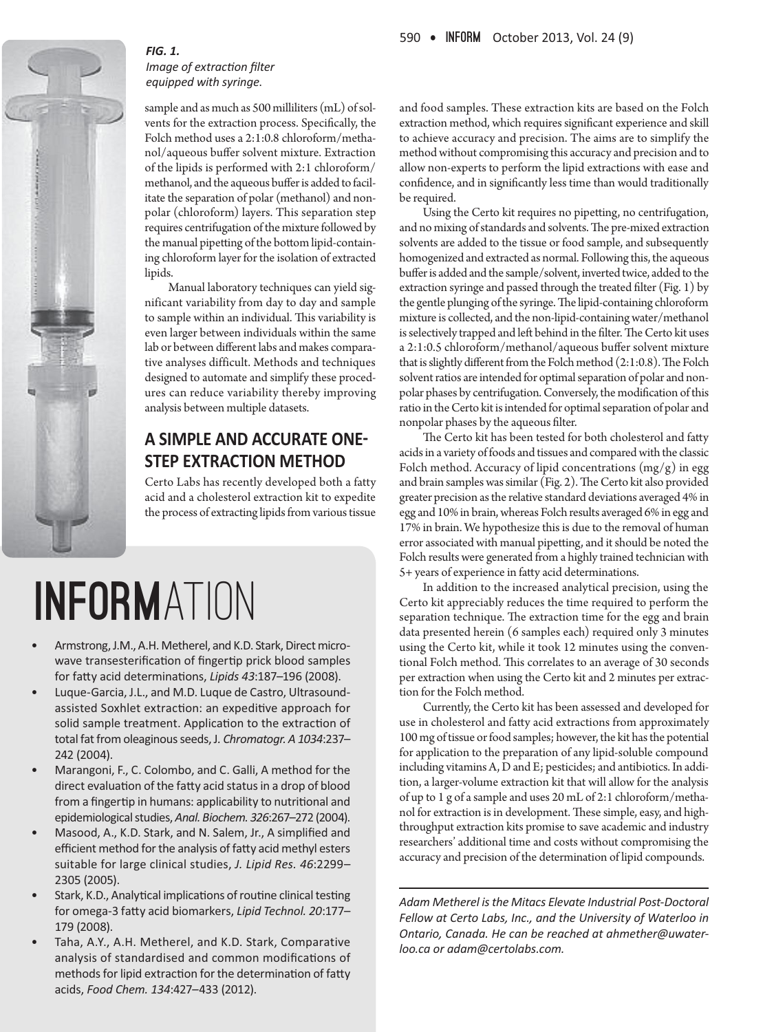*FIG. 1.*
*Image of extraction filter equipped with syringe.*

sample and as much as 500 milliliters (mL) of solvents for the extraction process. Specifically, the Folch method uses a 2:1:0.8 chloroform/methanol/aqueous buffer solvent mixture. Extraction of the lipids is performed with 2:1 chloroform/methanol, and the aqueous buffer is added to facilitate the separation of polar (methanol) and nonpolar (chloroform) layers. This separation step requires centrifugation of the mixture followed by the manual pipetting of the bottom lipid-containing chloroform layer for the isolation of extracted lipids.

Manual laboratory techniques can yield significant variability from day to day and sample to sample within an individual. This variability is even larger between individuals within the same lab or between different labs and makes comparative analyses difficult. Methods and techniques designed to automate and simplify these procedures can reduce variability thereby improving analysis between multiple datasets.

## A SIMPLE AND ACCURATE ONE-STEP EXTRACTION METHOD

Certo Labs has recently developed both a fatty acid and a cholesterol extraction kit to expedite the process of extracting lipids from various tissue and food samples. These extraction kits are based on the Folch extraction method, which requires significant experience and skill to achieve accuracy and precision. The aims are to simplify the method without compromising this accuracy and precision and to allow non-experts to perform the lipid extractions with ease and confidence, and in significantly less time than would traditionally be required.

Using the Certo kit requires no pipetting, no centrifugation, and no mixing of standards and solvents. The pre-mixed extraction solvents are added to the tissue or food sample, and subsequently homogenized and extracted as normal. Following this, the aqueous buffer is added and the sample/solvent, inverted twice, added to the extraction syringe and passed through the treated filter (Fig. 1) by the gentle plunging of the syringe. The lipid-containing chloroform mixture is collected, and the non-lipid-containing water/methanol is selectively trapped and left behind in the filter. The Certo kit uses a 2:1:0.5 chloroform/methanol/aqueous buffer solvent mixture that is slightly different from the Folch method (2:1:0.8). The Folch solvent ratios are intended for optimal separation of polar and nonpolar phases by centrifugation. Conversely, the modification of this ratio in the Certo kit is intended for optimal separation of polar and nonpolar phases by the aqueous filter.

The Certo kit has been tested for both cholesterol and fatty acids in a variety of foods and tissues and compared with the classic Folch method. Accuracy of lipid concentrations (mg/g) in egg and brain samples was similar (Fig. 2). The Certo kit also provided greater precision as the relative standard deviations averaged 4% in egg and 10% in brain, whereas Folch results averaged 6% in egg and 17% in brain. We hypothesize this is due to the removal of human error associated with manual pipetting, and it should be noted the Folch results were generated from a highly trained technician with 5+ years of experience in fatty acid determinations.

In addition to the increased analytical precision, using the Certo kit appreciably reduces the time required to perform the separation technique. The extraction time for the egg and brain data presented herein (6 samples each) required only 3 minutes using the Certo kit, while it took 12 minutes using the conventional Folch method. This correlates to an average of 30 seconds per extraction when using the Certo kit and 2 minutes per extraction for the Folch method.

Currently, the Certo kit has been assessed and developed for use in cholesterol and fatty acid extractions from approximately 100 mg of tissue or food samples; however, the kit has the potential for application to the preparation of any lipid-soluble compound including vitamins A, D and E; pesticides; and antibiotics. In addition, a larger-volume extraction kit that will allow for the analysis of up to 1 g of a sample and uses 20 mL of 2:1 chloroform/methanol for extraction is in development. These simple, easy, and high-throughput extraction kits promise to save academic and industry researchers' additional time and costs without compromising the accuracy and precision of the determination of lipid compounds.

*Adam Metherel is the Mitacs Elevate Industrial Post-Doctoral Fellow at Certo Labs, Inc., and the University of Waterloo in Ontario, Canada. He can be reached at ahmether@uwaterloo.ca or adam@certolabs.com.*

# INFORMATION

- Armstrong, J.M., A.H. Metherel, and K.D. Stark, Direct microwave transesterification of fingertip prick blood samples for fatty acid determinations, *Lipids 43*:187–196 (2008).
- Luque-Garcia, J.L., and M.D. Luque de Castro, Ultrasound-assisted Soxhlet extraction: an expeditive approach for solid sample treatment. Application to the extraction of total fat from oleaginous seeds, *J. Chromatogr. A 1034*:237–242 (2004).
- Marangoni, F., C. Colombo, and C. Galli, A method for the direct evaluation of the fatty acid status in a drop of blood from a fingertip in humans: applicability to nutritional and epidemiological studies, *Anal. Biochem. 326*:267–272 (2004).
- Masood, A., K.D. Stark, and N. Salem, Jr., A simplified and efficient method for the analysis of fatty acid methyl esters suitable for large clinical studies, *J. Lipid Res. 46*:2299–2305 (2005).
- Stark, K.D., Analytical implications of routine clinical testing for omega-3 fatty acid biomarkers, *Lipid Technol. 20*:177–179 (2008).
- Taha, A.Y., A.H. Metherel, and K.D. Stark, Comparative analysis of standardised and common modifications of methods for lipid extraction for the determination of fatty acids, *Food Chem. 134*:427–433 (2012).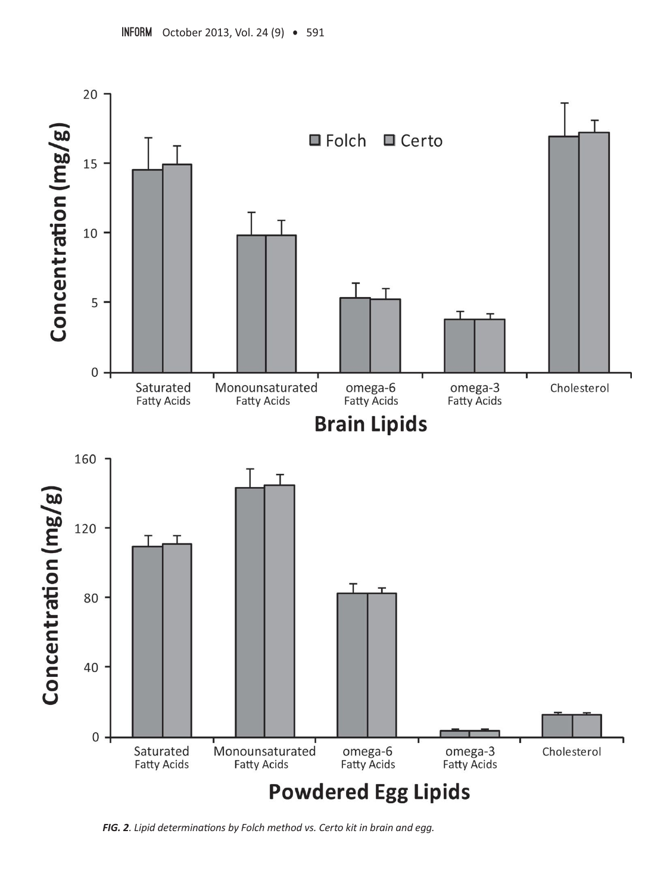Concentration (mg/g)

20

15

10

5

0

Folch Certo

Saturated Fatty Acids

Monounsaturated Fatty Acids

omega-6 Fatty Acids

omega-3 Fatty Acids

Cholesterol

Brain Lipids

Concentration (mg/g)

160

120

80

40

0

Saturated Fatty Acids

Monounsaturated Fatty Acids

omega-6 Fatty Acids

omega-3 Fatty Acids

Cholesterol

Powdered Egg Lipids

***FIG. 2**. Lipid determinations by Folch method vs. Certo kit in brain and egg.*